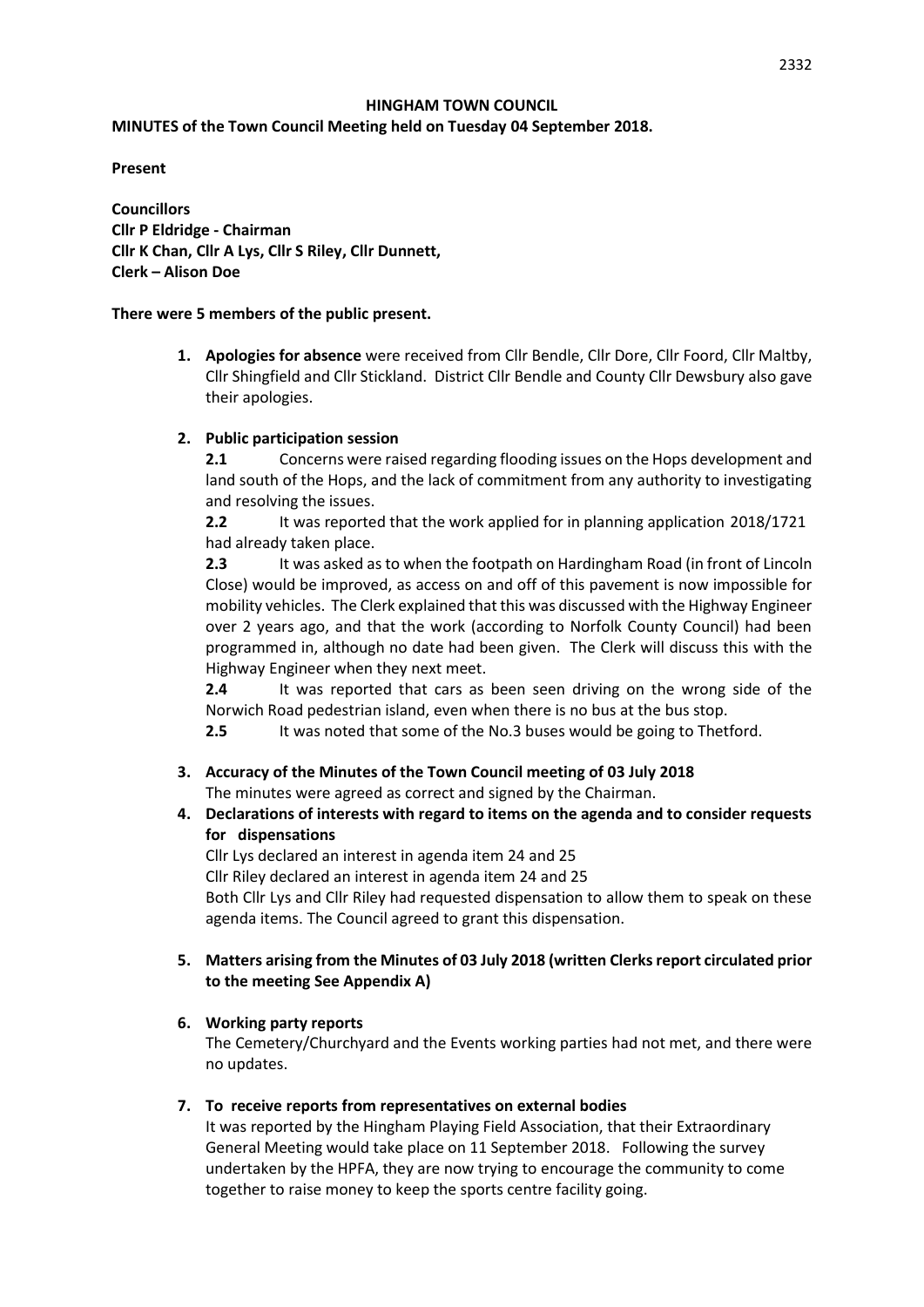# HINGHAM TOWN COUNCIL

**MINUTES of the Town Council Meeting held on Tuesday 04 September 2018.**

**Present**

**Councillors**
**Cllr P Eldridge - Chairman**
**Cllr K Chan, Cllr A Lys, Cllr S Riley, Cllr Dunnett,**
**Clerk – Alison Doe**

**There were 5 members of the public present.**

1. **Apologies for absence** were received from Cllr Bendle, Cllr Dore, Cllr Foord, Cllr Maltby, Cllr Shingfield and Cllr Stickland. District Cllr Bendle and County Cllr Dewsbury also gave their apologies.

2. **Public participation session**

   **2.1** Concerns were raised regarding flooding issues on the Hops development and land south of the Hops, and the lack of commitment from any authority to investigating and resolving the issues.

   **2.2** It was reported that the work applied for in planning application 2018/1721 had already taken place.

   **2.3** It was asked as to when the footpath on Hardingham Road (in front of Lincoln Close) would be improved, as access on and off of this pavement is now impossible for mobility vehicles. The Clerk explained that this was discussed with the Highway Engineer over 2 years ago, and that the work (according to Norfolk County Council) had been programmed in, although no date had been given. The Clerk will discuss this with the Highway Engineer when they next meet.

   **2.4** It was reported that cars as been seen driving on the wrong side of the Norwich Road pedestrian island, even when there is no bus at the bus stop.

   **2.5** It was noted that some of the No.3 buses would be going to Thetford.

3. **Accuracy of the Minutes of the Town Council meeting of 03 July 2018**
   The minutes were agreed as correct and signed by the Chairman.

4. **Declarations of interests with regard to items on the agenda and to consider requests for dispensations**
   Cllr Lys declared an interest in agenda item 24 and 25
   Cllr Riley declared an interest in agenda item 24 and 25
   Both Cllr Lys and Cllr Riley had requested dispensation to allow them to speak on these agenda items. The Council agreed to grant this dispensation.

5. **Matters arising from the Minutes of 03 July 2018 (written Clerks report circulated prior to the meeting See Appendix A)**

6. **Working party reports**
   The Cemetery/Churchyard and the Events working parties had not met, and there were no updates.

7. **To receive reports from representatives on external bodies**
   It was reported by the Hingham Playing Field Association, that their Extraordinary General Meeting would take place on 11 September 2018. Following the survey undertaken by the HPFA, they are now trying to encourage the community to come together to raise money to keep the sports centre facility going.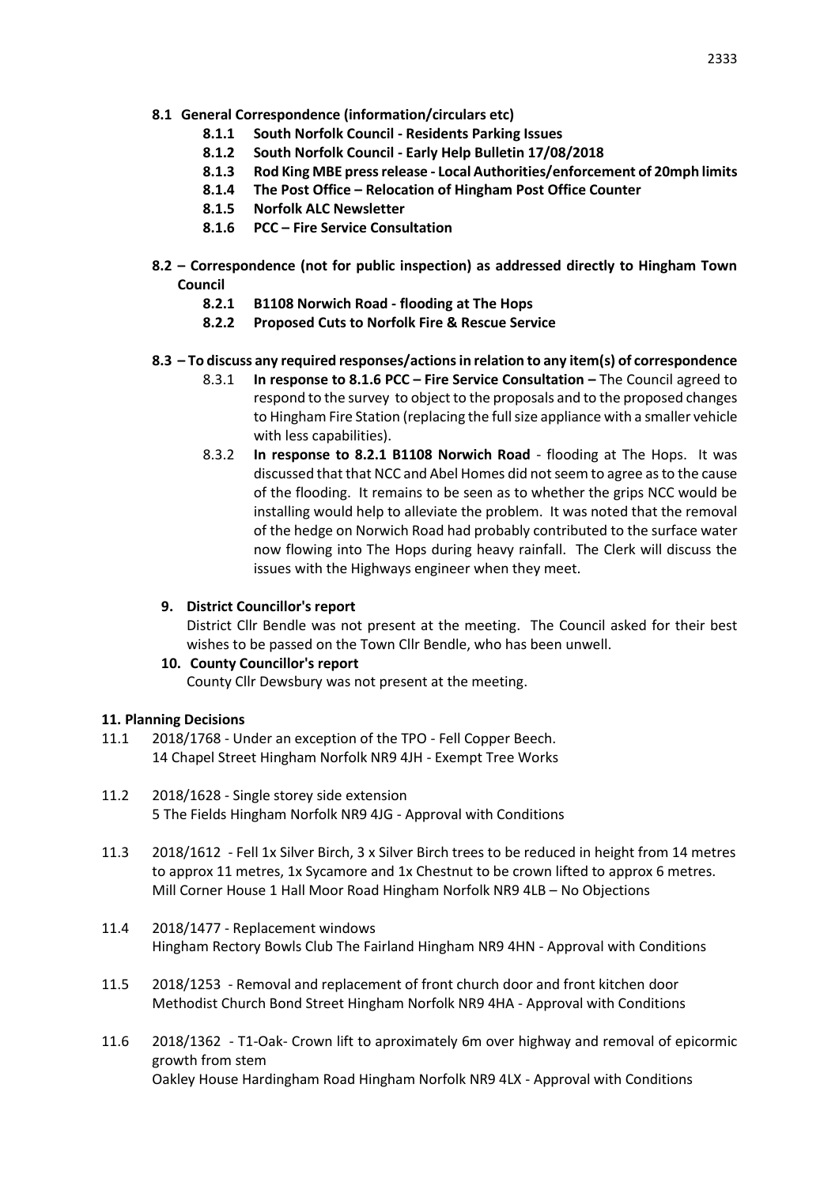**8.1 General Correspondence (information/circulars etc)**

- **8.1.1 South Norfolk Council - Residents Parking Issues**
- **8.1.2 South Norfolk Council - Early Help Bulletin 17/08/2018**
- **8.1.3 Rod King MBE press release - Local Authorities/enforcement of 20mph limits**
- **8.1.4 The Post Office – Relocation of Hingham Post Office Counter**
- **8.1.5 Norfolk ALC Newsletter**
- **8.1.6 PCC – Fire Service Consultation**

**8.2 – Correspondence (not for public inspection) as addressed directly to Hingham Town Council**

- **8.2.1 B1108 Norwich Road - flooding at The Hops**
- **8.2.2 Proposed Cuts to Norfolk Fire & Rescue Service**

**8.3 – To discuss any required responses/actions in relation to any item(s) of correspondence**

8.3.1 **In response to 8.1.6 PCC – Fire Service Consultation –** The Council agreed to respond to the survey to object to the proposals and to the proposed changes to Hingham Fire Station (replacing the full size appliance with a smaller vehicle with less capabilities).

8.3.2 **In response to 8.2.1 B1108 Norwich Road** - flooding at The Hops. It was discussed that that NCC and Abel Homes did not seem to agree as to the cause of the flooding. It remains to be seen as to whether the grips NCC would be installing would help to alleviate the problem. It was noted that the removal of the hedge on Norwich Road had probably contributed to the surface water now flowing into The Hops during heavy rainfall. The Clerk will discuss the issues with the Highways engineer when they meet.

**9. District Councillor's report**

District Cllr Bendle was not present at the meeting. The Council asked for their best wishes to be passed on the Town Cllr Bendle, who has been unwell.

**10. County Councillor's report**

County Cllr Dewsbury was not present at the meeting.

**11. Planning Decisions**

11.1 2018/1768 - Under an exception of the TPO - Fell Copper Beech.
14 Chapel Street Hingham Norfolk NR9 4JH - Exempt Tree Works

11.2 2018/1628 - Single storey side extension
5 The Fields Hingham Norfolk NR9 4JG - Approval with Conditions

11.3 2018/1612 - Fell 1x Silver Birch, 3 x Silver Birch trees to be reduced in height from 14 metres to approx 11 metres, 1x Sycamore and 1x Chestnut to be crown lifted to approx 6 metres.
Mill Corner House 1 Hall Moor Road Hingham Norfolk NR9 4LB – No Objections

11.4 2018/1477 - Replacement windows
Hingham Rectory Bowls Club The Fairland Hingham NR9 4HN - Approval with Conditions

11.5 2018/1253 - Removal and replacement of front church door and front kitchen door
Methodist Church Bond Street Hingham Norfolk NR9 4HA - Approval with Conditions

11.6 2018/1362 - T1-Oak- Crown lift to aproximately 6m over highway and removal of epicormic growth from stem
Oakley House Hardingham Road Hingham Norfolk NR9 4LX - Approval with Conditions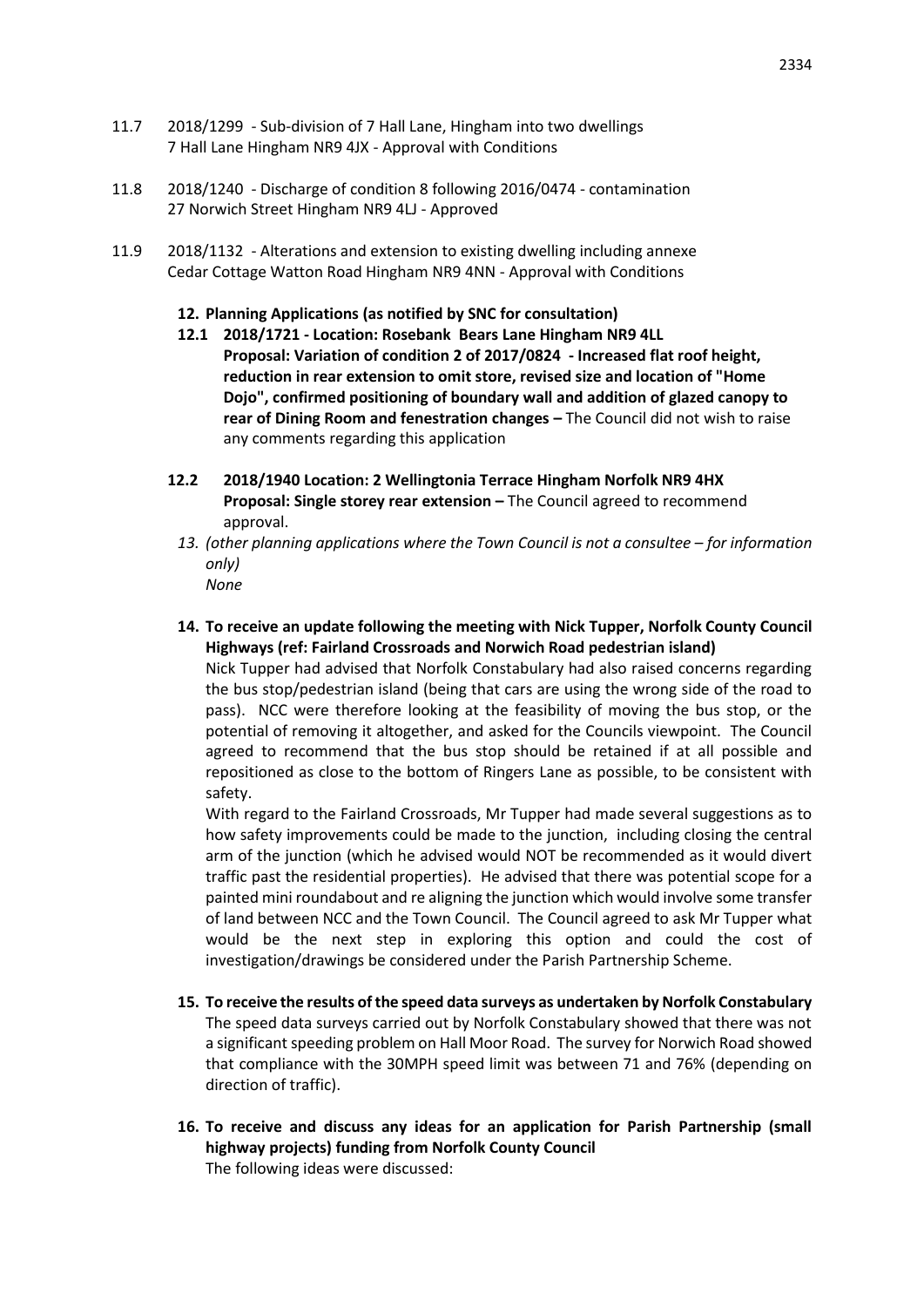11.7 2018/1299 - Sub-division of 7 Hall Lane, Hingham into two dwellings
7 Hall Lane Hingham NR9 4JX - Approval with Conditions

11.8 2018/1240 - Discharge of condition 8 following 2016/0474 - contamination
27 Norwich Street Hingham NR9 4LJ - Approved

11.9 2018/1132 - Alterations and extension to existing dwelling including annexe
Cedar Cottage Watton Road Hingham NR9 4NN - Approval with Conditions

**12. Planning Applications (as notified by SNC for consultation)**

**12.1 2018/1721 - Location: Rosebank Bears Lane Hingham NR9 4LL**
**Proposal: Variation of condition 2 of 2017/0824 - Increased flat roof height, reduction in rear extension to omit store, revised size and location of "Home Dojo", confirmed positioning of boundary wall and addition of glazed canopy to rear of Dining Room and fenestration changes –** The Council did not wish to raise any comments regarding this application

**12.2 2018/1940 Location: 2 Wellingtonia Terrace Hingham Norfolk NR9 4HX**
**Proposal: Single storey rear extension –** The Council agreed to recommend approval.

*13. (other planning applications where the Town Council is not a consultee – for information only)*
*None*

**14. To receive an update following the meeting with Nick Tupper, Norfolk County Council Highways (ref: Fairland Crossroads and Norwich Road pedestrian island)**

Nick Tupper had advised that Norfolk Constabulary had also raised concerns regarding the bus stop/pedestrian island (being that cars are using the wrong side of the road to pass). NCC were therefore looking at the feasibility of moving the bus stop, or the potential of removing it altogether, and asked for the Councils viewpoint. The Council agreed to recommend that the bus stop should be retained if at all possible and repositioned as close to the bottom of Ringers Lane as possible, to be consistent with safety.

With regard to the Fairland Crossroads, Mr Tupper had made several suggestions as to how safety improvements could be made to the junction, including closing the central arm of the junction (which he advised would NOT be recommended as it would divert traffic past the residential properties). He advised that there was potential scope for a painted mini roundabout and re aligning the junction which would involve some transfer of land between NCC and the Town Council. The Council agreed to ask Mr Tupper what would be the next step in exploring this option and could the cost of investigation/drawings be considered under the Parish Partnership Scheme.

**15. To receive the results of the speed data surveys as undertaken by Norfolk Constabulary**

The speed data surveys carried out by Norfolk Constabulary showed that there was not a significant speeding problem on Hall Moor Road. The survey for Norwich Road showed that compliance with the 30MPH speed limit was between 71 and 76% (depending on direction of traffic).

**16. To receive and discuss any ideas for an application for Parish Partnership (small highway projects) funding from Norfolk County Council**

The following ideas were discussed: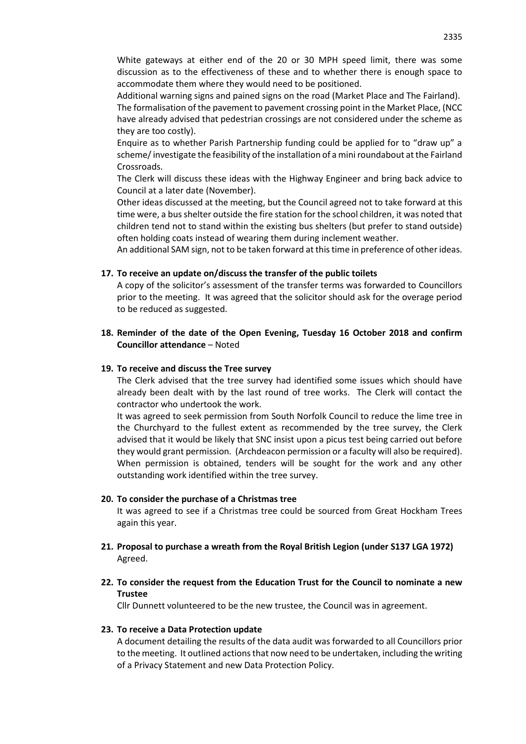White gateways at either end of the 20 or 30 MPH speed limit, there was some discussion as to the effectiveness of these and to whether there is enough space to accommodate them where they would need to be positioned.

Additional warning signs and pained signs on the road (Market Place and The Fairland).

The formalisation of the pavement to pavement crossing point in the Market Place, (NCC have already advised that pedestrian crossings are not considered under the scheme as they are too costly).

Enquire as to whether Parish Partnership funding could be applied for to "draw up" a scheme/ investigate the feasibility of the installation of a mini roundabout at the Fairland Crossroads.

The Clerk will discuss these ideas with the Highway Engineer and bring back advice to Council at a later date (November).

Other ideas discussed at the meeting, but the Council agreed not to take forward at this time were, a bus shelter outside the fire station for the school children, it was noted that children tend not to stand within the existing bus shelters (but prefer to stand outside) often holding coats instead of wearing them during inclement weather.

An additional SAM sign, not to be taken forward at this time in preference of other ideas.

**17. To receive an update on/discuss the transfer of the public toilets**

A copy of the solicitor's assessment of the transfer terms was forwarded to Councillors prior to the meeting. It was agreed that the solicitor should ask for the overage period to be reduced as suggested.

**18. Reminder of the date of the Open Evening, Tuesday 16 October 2018 and confirm Councillor attendance** – Noted

**19. To receive and discuss the Tree survey**

The Clerk advised that the tree survey had identified some issues which should have already been dealt with by the last round of tree works. The Clerk will contact the contractor who undertook the work.

It was agreed to seek permission from South Norfolk Council to reduce the lime tree in the Churchyard to the fullest extent as recommended by the tree survey, the Clerk advised that it would be likely that SNC insist upon a picus test being carried out before they would grant permission. (Archdeacon permission or a faculty will also be required). When permission is obtained, tenders will be sought for the work and any other outstanding work identified within the tree survey.

**20. To consider the purchase of a Christmas tree**

It was agreed to see if a Christmas tree could be sourced from Great Hockham Trees again this year.

**21. Proposal to purchase a wreath from the Royal British Legion (under S137 LGA 1972)**

Agreed.

**22. To consider the request from the Education Trust for the Council to nominate a new Trustee**

Cllr Dunnett volunteered to be the new trustee, the Council was in agreement.

**23. To receive a Data Protection update**

A document detailing the results of the data audit was forwarded to all Councillors prior to the meeting. It outlined actions that now need to be undertaken, including the writing of a Privacy Statement and new Data Protection Policy.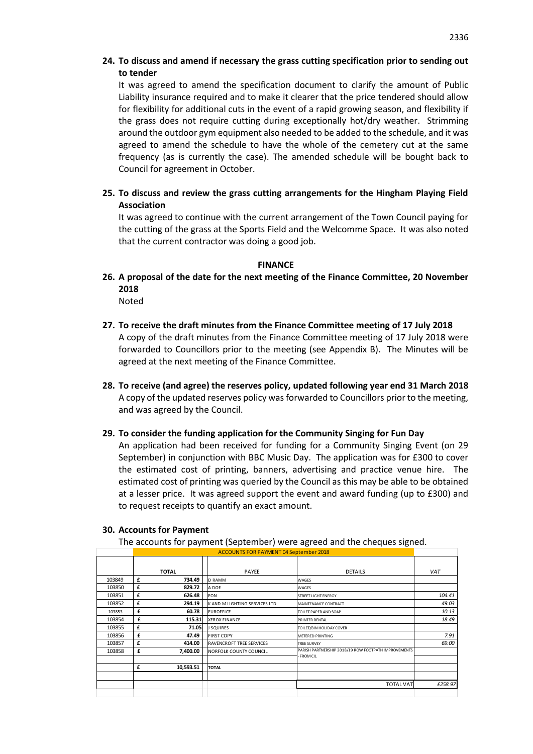**24. To discuss and amend if necessary the grass cutting specification prior to sending out to tender**

It was agreed to amend the specification document to clarify the amount of Public Liability insurance required and to make it clearer that the price tendered should allow for flexibility for additional cuts in the event of a rapid growing season, and flexibility if the grass does not require cutting during exceptionally hot/dry weather. Strimming around the outdoor gym equipment also needed to be added to the schedule, and it was agreed to amend the schedule to have the whole of the cemetery cut at the same frequency (as is currently the case). The amended schedule will be bought back to Council for agreement in October.

**25. To discuss and review the grass cutting arrangements for the Hingham Playing Field Association**

It was agreed to continue with the current arrangement of the Town Council paying for the cutting of the grass at the Sports Field and the Welcomme Space. It was also noted that the current contractor was doing a good job.

## FINANCE

**26. A proposal of the date for the next meeting of the Finance Committee, 20 November 2018**

Noted

**27. To receive the draft minutes from the Finance Committee meeting of 17 July 2018**

A copy of the draft minutes from the Finance Committee meeting of 17 July 2018 were forwarded to Councillors prior to the meeting (see Appendix B). The Minutes will be agreed at the next meeting of the Finance Committee.

**28. To receive (and agree) the reserves policy, updated following year end 31 March 2018**

A copy of the updated reserves policy was forwarded to Councillors prior to the meeting, and was agreed by the Council.

**29. To consider the funding application for the Community Singing for Fun Day**

An application had been received for funding for a Community Singing Event (on 29 September) in conjunction with BBC Music Day. The application was for £300 to cover the estimated cost of printing, banners, advertising and practice venue hire. The estimated cost of printing was queried by the Council as this may be able to be obtained at a lesser price. It was agreed support the event and award funding (up to £300) and to request receipts to quantify an exact amount.

**30. Accounts for Payment**

The accounts for payment (September) were agreed and the cheques signed.

| | ACCOUNTS FOR PAYMENT 04 September 2018 | | | |
|---|---|---|---|---|
| | TOTAL | PAYEE | DETAILS | VAT |
| 103849 | £ 734.49 | D RAMM | WAGES | |
| 103850 | £ 829.72 | A DOE | WAGES | |
| 103851 | £ 626.48 | EON | STREET LIGHT ENERGY | 104.41 |
| 103852 | £ 294.19 | K AND M LIGHTING SERVICES LTD | MAINTENANCE CONTRACT | 49.03 |
| 103853 | £ 60.78 | EUROFFICE | TOILET PAPER AND SOAP | 10.13 |
| 103854 | £ 115.31 | XEROX FINANCE | PRINTER RENTAL | 18.49 |
| 103855 | £ 71.05 | J SQUIRES | TOILET/BIN HOLIDAY COVER | |
| 103856 | £ 47.49 | FIRST COPY | METERED PRINTING | 7.91 |
| 103857 | £ 414.00 | RAVENCROFT TREE SERVICES | TREE SURVEY | 69.00 |
| 103858 | £ 7,400.00 | NORFOLK COUNTY COUNCIL | PARISH PARTNERSHIP 2018/19 ROW FOOTPATH IMPROVEMENTS - FROM CIL | |
| | £ 10,593.51 | TOTAL | | |
| | | | TOTAL VAT | £258.97 |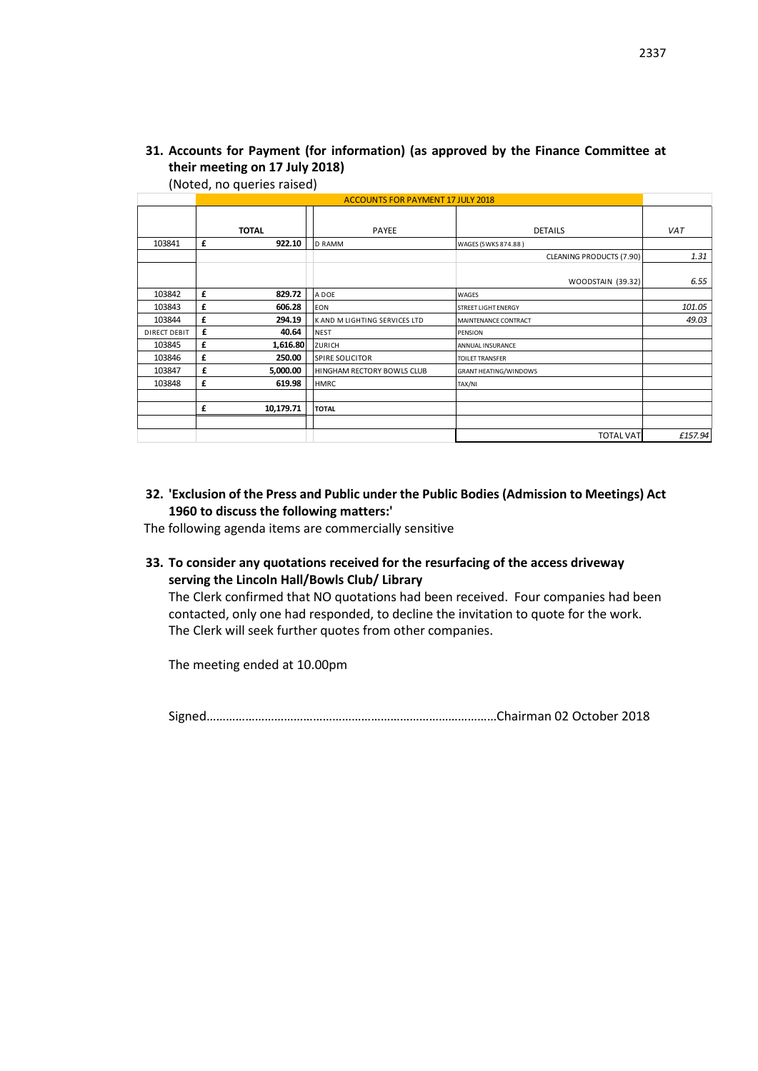**31. Accounts for Payment (for information) (as approved by the Finance Committee at their meeting on 17 July 2018)**

(Noted, no queries raised)

| | ACCOUNTS FOR PAYMENT 17 JULY 2018 | | | |
|---|---|---|---|---|
| | **TOTAL** | PAYEE | DETAILS | *VAT* |
| 103841 | £ **922.10** | D RAMM | WAGES (5 WKS 874.88 ) | |
| | | | CLEANING PRODUCTS (7.90) | *1.31* |
| | | | WOODSTAIN (39.32) | *6.55* |
| 103842 | £ **829.72** | A DOE | WAGES | |
| 103843 | £ **606.28** | EON | STREET LIGHT ENERGY | *101.05* |
| 103844 | £ **294.19** | K AND M LIGHTING SERVICES LTD | MAINTENANCE CONTRACT | *49.03* |
| DIRECT DEBIT | £ **40.64** | NEST | PENSION | |
| 103845 | £ **1,616.80** | ZURICH | ANNUAL INSURANCE | |
| 103846 | £ **250.00** | SPIRE SOLICITOR | TOILET TRANSFER | |
| 103847 | £ **5,000.00** | HINGHAM RECTORY BOWLS CLUB | GRANT HEATING/WINDOWS | |
| 103848 | £ **619.98** | HMRC | TAX/NI | |
| | | | | |
| | £ **10,179.71** | **TOTAL** | | |
| | | | | |
| | | | TOTAL VAT | *£157.94* |

**32. 'Exclusion of the Press and Public under the Public Bodies (Admission to Meetings) Act 1960 to discuss the following matters:'**

The following agenda items are commercially sensitive

**33. To consider any quotations received for the resurfacing of the access driveway serving the Lincoln Hall/Bowls Club/ Library**

The Clerk confirmed that NO quotations had been received. Four companies had been contacted, only one had responded, to decline the invitation to quote for the work. The Clerk will seek further quotes from other companies.

The meeting ended at 10.00pm

Signed……………………………………………………………………………Chairman 02 October 2018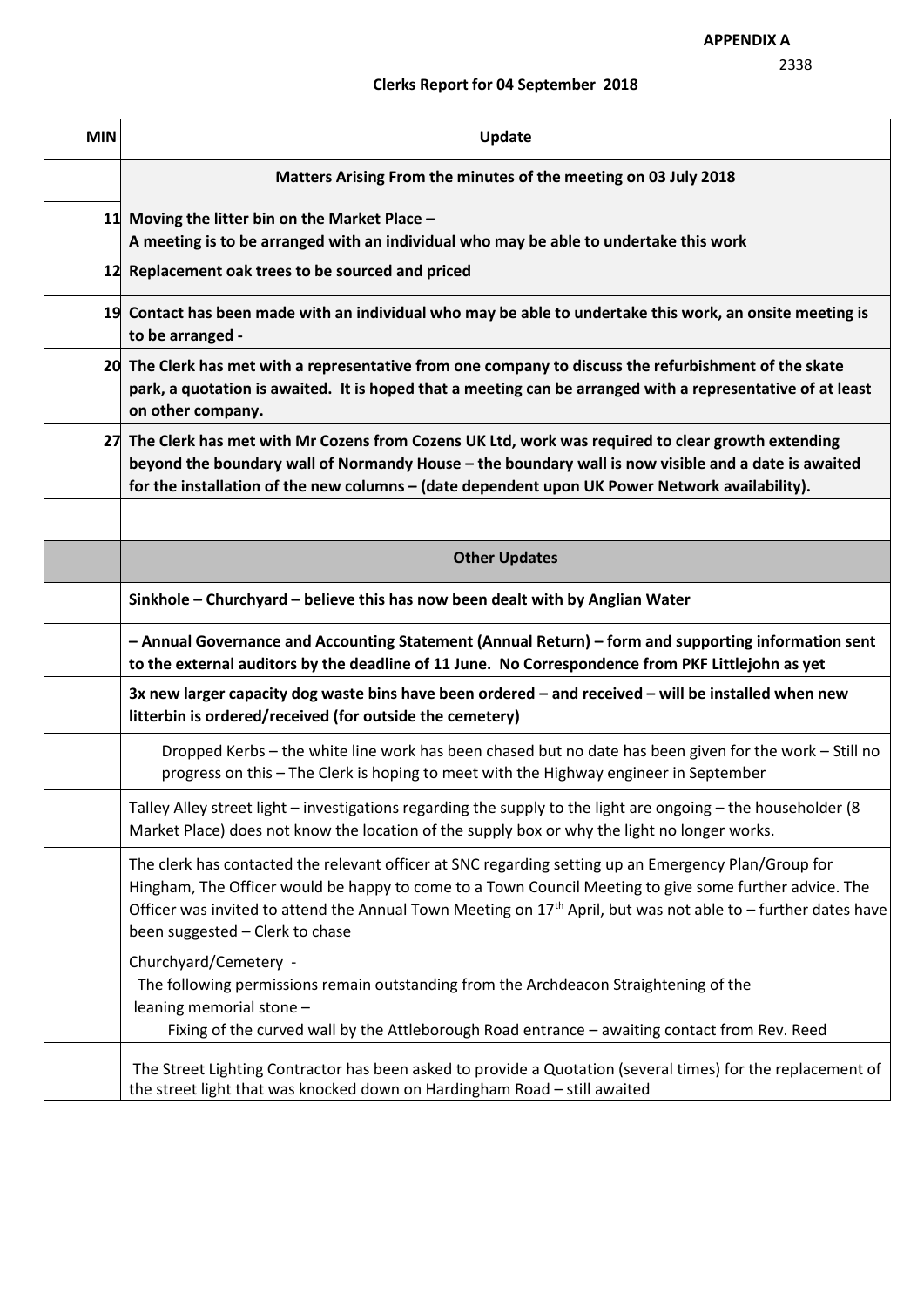**APPENDIX A**

2338

**Clerks Report for 04 September 2018**

| MIN | Update |
|---|---|
| | **Matters Arising From the minutes of the meeting on 03 July 2018** |
| 11 | **Moving the litter bin on the Market Place –** **A meeting is to be arranged with an individual who may be able to undertake this work** |
| 12 | **Replacement oak trees to be sourced and priced** |
| 19 | **Contact has been made with an individual who may be able to undertake this work, an onsite meeting is to be arranged -** |
| 20 | **The Clerk has met with a representative from one company to discuss the refurbishment of the skate park, a quotation is awaited. It is hoped that a meeting can be arranged with a representative of at least on other company.** |
| 27 | **The Clerk has met with Mr Cozens from Cozens UK Ltd, work was required to clear growth extending beyond the boundary wall of Normandy House – the boundary wall is now visible and a date is awaited for the installation of the new columns – (date dependent upon UK Power Network availability).** |
| | |
| | **Other Updates** |
| | **Sinkhole – Churchyard – believe this has now been dealt with by Anglian Water** |
| | **– Annual Governance and Accounting Statement (Annual Return) – form and supporting information sent to the external auditors by the deadline of 11 June. No Correspondence from PKF Littlejohn as yet** |
| | **3x new larger capacity dog waste bins have been ordered – and received – will be installed when new litterbin is ordered/received (for outside the cemetery)** |
| | Dropped Kerbs – the white line work has been chased but no date has been given for the work – Still no progress on this – The Clerk is hoping to meet with the Highway engineer in September |
| | Talley Alley street light – investigations regarding the supply to the light are ongoing – the householder (8 Market Place) does not know the location of the supply box or why the light no longer works. |
| | The clerk has contacted the relevant officer at SNC regarding setting up an Emergency Plan/Group for Hingham, The Officer would be happy to come to a Town Council Meeting to give some further advice. The Officer was invited to attend the Annual Town Meeting on 17th April, but was not able to – further dates have been suggested – Clerk to chase |
| | Churchyard/Cemetery - The following permissions remain outstanding from the Archdeacon Straightening of the leaning memorial stone – Fixing of the curved wall by the Attleborough Road entrance – awaiting contact from Rev. Reed |
| | The Street Lighting Contractor has been asked to provide a Quotation (several times) for the replacement of the street light that was knocked down on Hardingham Road – still awaited |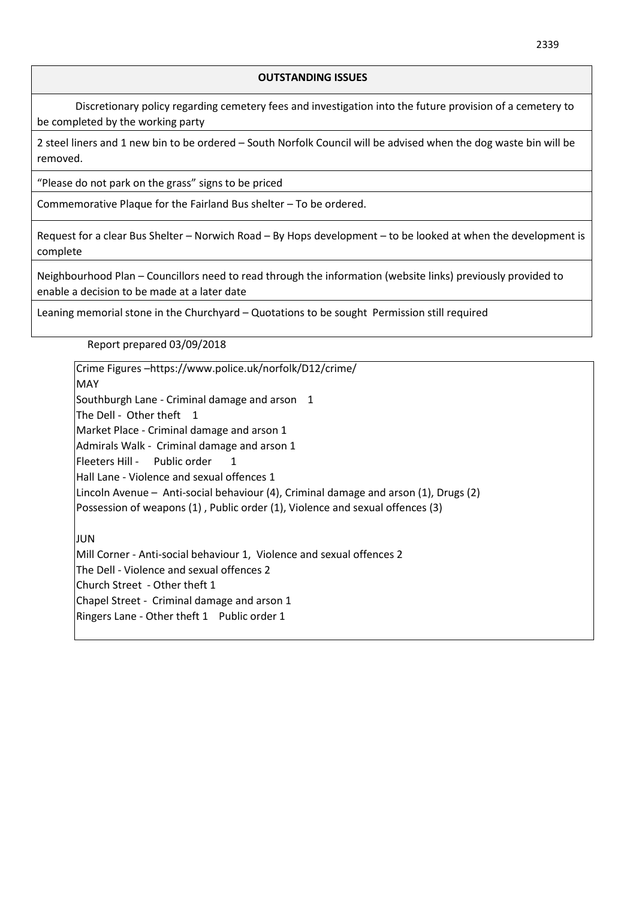| OUTSTANDING ISSUES |
|---|
| Discretionary policy regarding cemetery fees and investigation into the future provision of a cemetery to be completed by the working party |
| 2 steel liners and 1 new bin to be ordered – South Norfolk Council will be advised when the dog waste bin will be removed. |
| "Please do not park on the grass" signs to be priced |
| Commemorative Plaque for the Fairland Bus shelter – To be ordered. |
| Request for a clear Bus Shelter – Norwich Road – By Hops development – to be looked at when the development is complete |
| Neighbourhood Plan – Councillors need to read through the information (website links) previously provided to enable a decision to be made at a later date |
| Leaning memorial stone in the Churchyard – Quotations to be sought Permission still required |

Report prepared 03/09/2018

Crime Figures –https://www.police.uk/norfolk/D12/crime/

MAY

Southburgh Lane - Criminal damage and arson 1
The Dell - Other theft 1
Market Place - Criminal damage and arson 1
Admirals Walk - Criminal damage and arson 1
Fleeters Hill - Public order 1
Hall Lane - Violence and sexual offences 1
Lincoln Avenue – Anti-social behaviour (4), Criminal damage and arson (1), Drugs (2)
Possession of weapons (1) , Public order (1), Violence and sexual offences (3)

JUN

Mill Corner - Anti-social behaviour 1, Violence and sexual offences 2
The Dell - Violence and sexual offences 2
Church Street - Other theft 1
Chapel Street - Criminal damage and arson 1
Ringers Lane - Other theft 1 Public order 1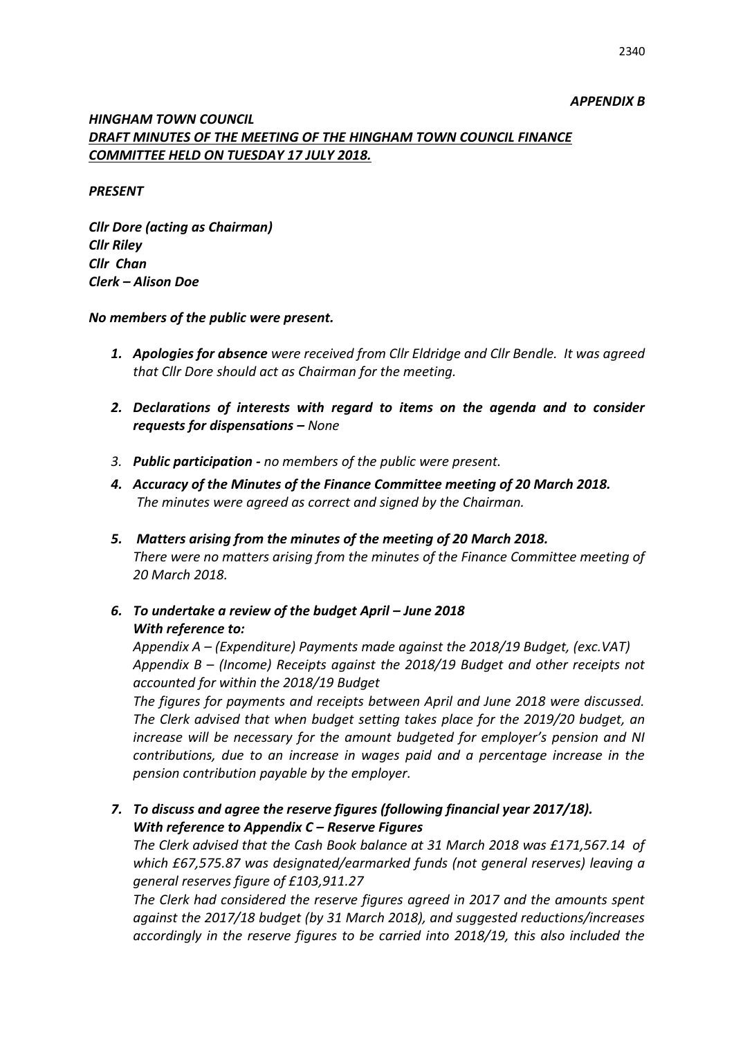*APPENDIX B*

***HINGHAM TOWN COUNCIL***
***<u>DRAFT MINUTES OF THE MEETING OF THE HINGHAM TOWN COUNCIL FINANCE COMMITTEE HELD ON TUESDAY 17 JULY 2018.</u>***

***PRESENT***

***Cllr Dore (acting as Chairman)***
***Cllr Riley***
***Cllr Chan***
***Clerk – Alison Doe***

***No members of the public were present.***

1. ***Apologies for absence*** *were received from Cllr Eldridge and Cllr Bendle. It was agreed that Cllr Dore should act as Chairman for the meeting.*

2. ***Declarations of interests with regard to items on the agenda and to consider requests for dispensations –*** *None*

3. ***Public participation -*** *no members of the public were present.*

4. ***Accuracy of the Minutes of the Finance Committee meeting of 20 March 2018.***
   *The minutes were agreed as correct and signed by the Chairman.*

5. ***Matters arising from the minutes of the meeting of 20 March 2018.***
   *There were no matters arising from the minutes of the Finance Committee meeting of 20 March 2018.*

6. ***To undertake a review of the budget April – June 2018***
   ***With reference to:***
   *Appendix A – (Expenditure) Payments made against the 2018/19 Budget, (exc.VAT)*
   *Appendix B – (Income) Receipts against the 2018/19 Budget and other receipts not accounted for within the 2018/19 Budget*
   *The figures for payments and receipts between April and June 2018 were discussed. The Clerk advised that when budget setting takes place for the 2019/20 budget, an increase will be necessary for the amount budgeted for employer's pension and NI contributions, due to an increase in wages paid and a percentage increase in the pension contribution payable by the employer.*

7. ***To discuss and agree the reserve figures (following financial year 2017/18).***
   ***With reference to Appendix C – Reserve Figures***
   *The Clerk advised that the Cash Book balance at 31 March 2018 was £171,567.14 of which £67,575.87 was designated/earmarked funds (not general reserves) leaving a general reserves figure of £103,911.27*
   *The Clerk had considered the reserve figures agreed in 2017 and the amounts spent against the 2017/18 budget (by 31 March 2018), and suggested reductions/increases accordingly in the reserve figures to be carried into 2018/19, this also included the*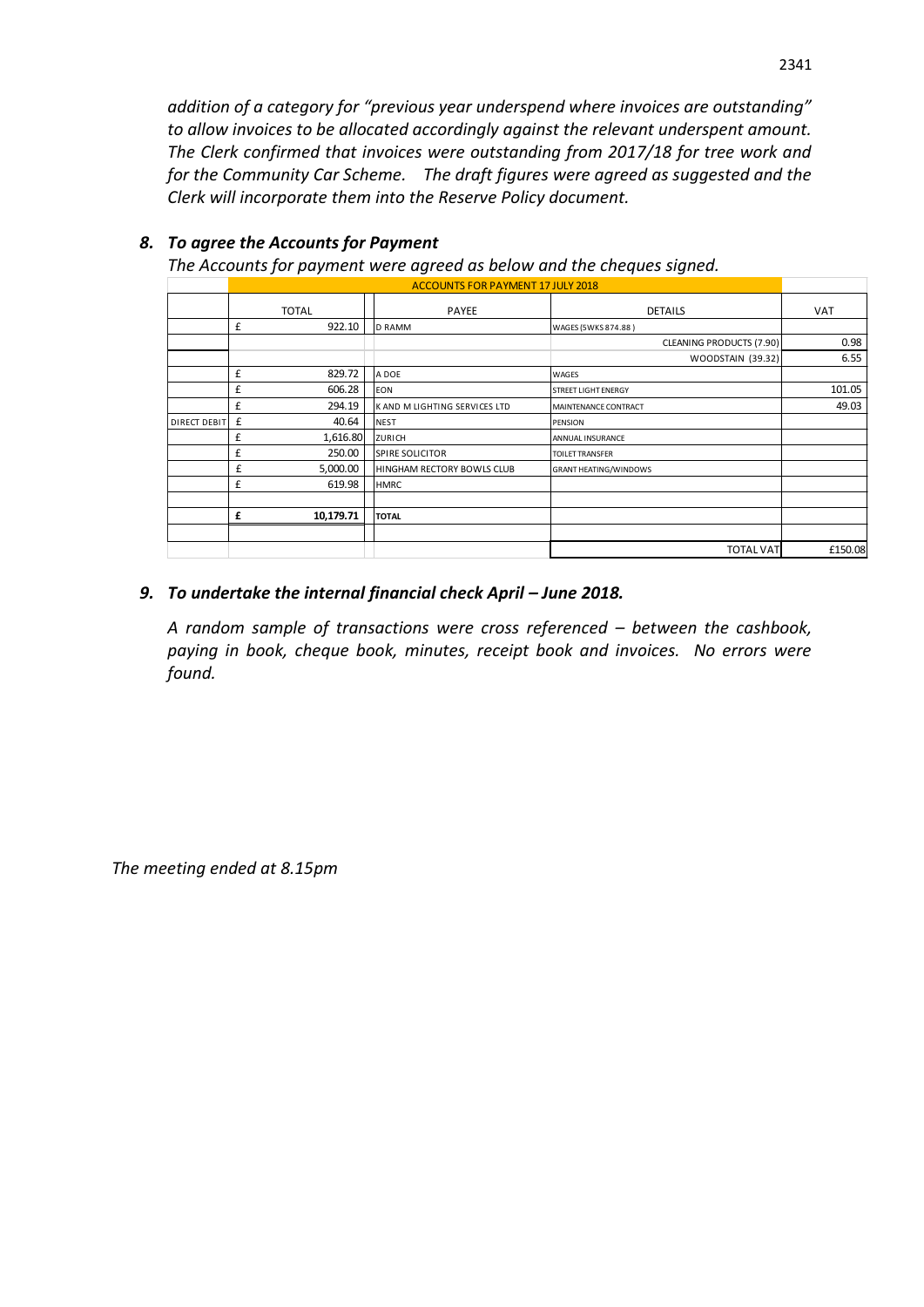*addition of a category for "previous year underspend where invoices are outstanding" to allow invoices to be allocated accordingly against the relevant underspent amount. The Clerk confirmed that invoices were outstanding from 2017/18 for tree work and for the Community Car Scheme. The draft figures were agreed as suggested and the Clerk will incorporate them into the Reserve Policy document.*

### *8. To agree the Accounts for Payment*

*The Accounts for payment were agreed as below and the cheques signed.*

| | ACCOUNTS FOR PAYMENT 17 JULY 2018 | | | | |
|---|---|---|---|---|---|
| | TOTAL | | PAYEE | DETAILS | VAT |
| | £ | 922.10 | D RAMM | WAGES (5WKS 874.88 ) | |
| | | | | CLEANING PRODUCTS (7.90) | 0.98 |
| | | | | WOODSTAIN (39.32) | 6.55 |
| | £ | 829.72 | A DOE | WAGES | |
| | £ | 606.28 | EON | STREET LIGHT ENERGY | 101.05 |
| | £ | 294.19 | K AND M LIGHTING SERVICES LTD | MAINTENANCE CONTRACT | 49.03 |
| DIRECT DEBIT | £ | 40.64 | NEST | PENSION | |
| | £ | 1,616.80 | ZURICH | ANNUAL INSURANCE | |
| | £ | 250.00 | SPIRE SOLICITOR | TOILET TRANSFER | |
| | £ | 5,000.00 | HINGHAM RECTORY BOWLS CLUB | GRANT HEATING/WINDOWS | |
| | £ | 619.98 | HMRC | | |
| | | | | | |
| | **£** | **10,179.71** | **TOTAL** | | |
| | | | | | |
| | | | | TOTAL VAT | £150.08 |

### *9. To undertake the internal financial check April – June 2018.*

*A random sample of transactions were cross referenced – between the cashbook, paying in book, cheque book, minutes, receipt book and invoices. No errors were found.*

*The meeting ended at 8.15pm*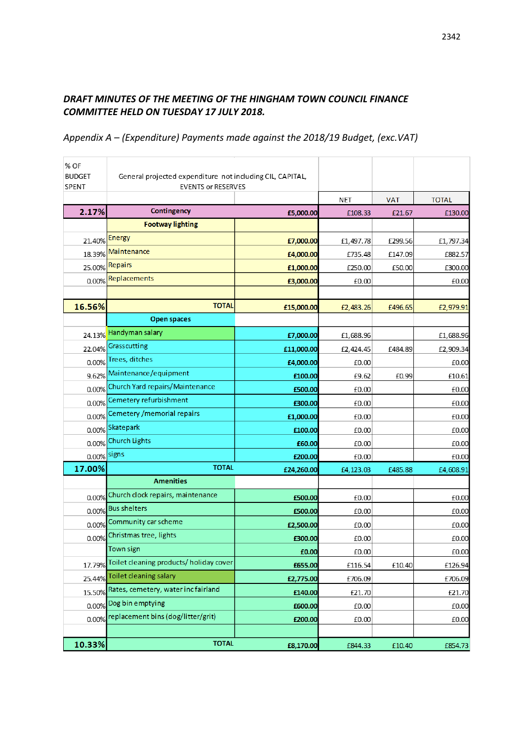***DRAFT MINUTES OF THE MEETING OF THE HINGHAM TOWN COUNCIL FINANCE COMMITTEE HELD ON TUESDAY 17 JULY 2018.***

*Appendix A – (Expenditure) Payments made against the 2018/19 Budget, (exc.VAT)*

| % OF BUDGET SPENT | General projected expenditure not including CIL, CAPITAL, EVENTS or RESERVES | | | | |
|---|---|---|---|---|---|
| | | | NET | VAT | TOTAL |
| **2.17%** | **Contingency** | **£5,000.00** | £108.33 | £21.67 | £130.00 |
| | **Footway lighting** | | | | |
| 21.40% | Energy | **£7,000.00** | £1,497.78 | £299.56 | £1,797.34 |
| 18.39% | Maintenance | **£4,000.00** | £735.48 | £147.09 | £882.57 |
| 25.00% | Repairs | **£1,000.00** | £250.00 | £50.00 | £300.00 |
| 0.00% | Replacements | **£3,000.00** | £0.00 | | £0.00 |
| | | | | | |
| **16.56%** | **TOTAL** | **£15,000.00** | £2,483.26 | £496.65 | £2,979.91 |
| | **Open spaces** | | | | |
| 24.13% | Handyman salary | **£7,000.00** | £1,688.96 | | £1,688.96 |
| 22.04% | Grasscutting | **£11,000.00** | £2,424.45 | £484.89 | £2,909.34 |
| 0.00% | Trees, ditches | **£4,000.00** | £0.00 | | £0.00 |
| 9.62% | Maintenance/equipment | **£100.00** | £9.62 | £0.99 | £10.61 |
| 0.00% | Church Yard repairs/Maintenance | **£500.00** | £0.00 | | £0.00 |
| 0.00% | Cemetery refurbishment | **£300.00** | £0.00 | | £0.00 |
| 0.00% | Cemetery /memorial repairs | **£1,000.00** | £0.00 | | £0.00 |
| 0.00% | Skatepark | **£100.00** | £0.00 | | £0.00 |
| 0.00% | Church Lights | **£60.00** | £0.00 | | £0.00 |
| 0.00% | signs | **£200.00** | £0.00 | | £0.00 |
| **17.00%** | **TOTAL** | **£24,260.00** | £4,123.03 | £485.88 | £4,608.91 |
| | **Amenities** | | | | |
| 0.00% | Church clock repairs, maintenance | **£500.00** | £0.00 | | £0.00 |
| 0.00% | Bus shelters | **£500.00** | £0.00 | | £0.00 |
| 0.00% | Community car scheme | **£2,500.00** | £0.00 | | £0.00 |
| 0.00% | Christmas tree, lights | **£300.00** | £0.00 | | £0.00 |
| | Town sign | **£0.00** | £0.00 | | £0.00 |
| 17.79% | Toilet cleaning products/ holiday cover | **£655.00** | £116.54 | £10.40 | £126.94 |
| 25.44% | Toilet cleaning salary | **£2,775.00** | £706.09 | | £706.09 |
| 15.50% | Rates, cemetery, water inc fairland | **£140.00** | £21.70 | | £21.70 |
| 0.00% | Dog bin emptying | **£600.00** | £0.00 | | £0.00 |
| 0.00% | replacement bins (dog/litter/grit) | **£200.00** | £0.00 | | £0.00 |
| | | | | | |
| **10.33%** | **TOTAL** | **£8,170.00** | £844.33 | £10.40 | £854.73 |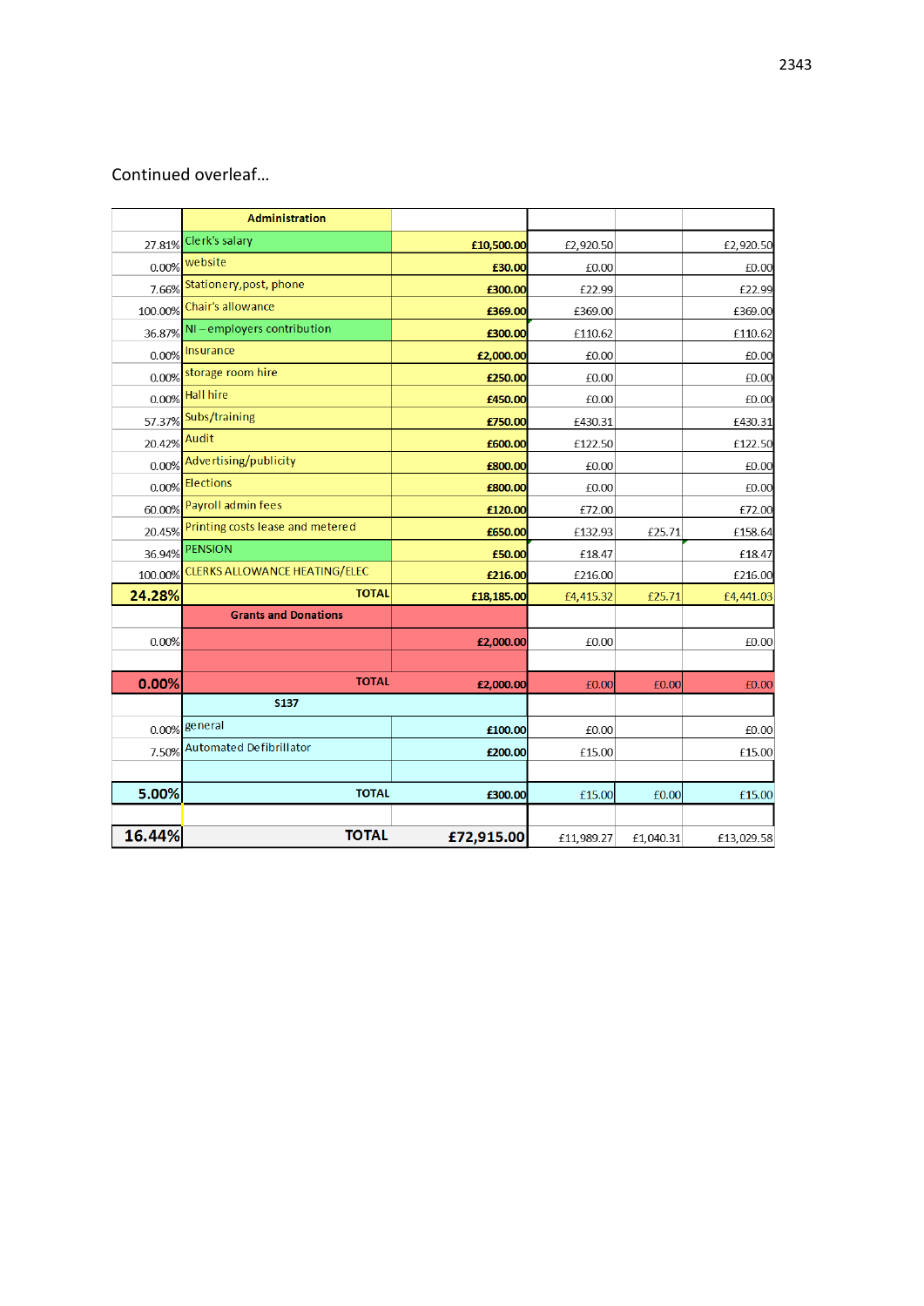Continued overleaf…

| | Administration | | | | |
|---|---|---|---|---|---|
| 27.81% | Clerk's salary | **£10,500.00** | £2,920.50 | | £2,920.50 |
| 0.00% | website | **£30.00** | £0.00 | | £0.00 |
| 7.66% | Stationery,post, phone | **£300.00** | £22.99 | | £22.99 |
| 100.00% | Chair's allowance | **£369.00** | £369.00 | | £369.00 |
| 36.87% | NI – employers contribution | **£300.00** | £110.62 | | £110.62 |
| 0.00% | Insurance | **£2,000.00** | £0.00 | | £0.00 |
| 0.00% | storage room hire | **£250.00** | £0.00 | | £0.00 |
| 0.00% | Hall hire | **£450.00** | £0.00 | | £0.00 |
| 57.37% | Subs/training | **£750.00** | £430.31 | | £430.31 |
| 20.42% | Audit | **£600.00** | £122.50 | | £122.50 |
| 0.00% | Advertising/publicity | **£800.00** | £0.00 | | £0.00 |
| 0.00% | Elections | **£800.00** | £0.00 | | £0.00 |
| 60.00% | Payroll admin fees | **£120.00** | £72.00 | | £72.00 |
| 20.45% | Printing costs lease and metered | **£650.00** | £132.93 | £25.71 | £158.64 |
| 36.94% | PENSION | **£50.00** | £18.47 | | £18.47 |
| 100.00% | CLERKS ALLOWANCE HEATING/ELEC | **£216.00** | £216.00 | | £216.00 |
| **24.28%** | **TOTAL** | **£18,185.00** | £4,415.32 | £25.71 | £4,441.03 |
| | **Grants and Donations** | | | | |
| 0.00% | | **£2,000.00** | £0.00 | | £0.00 |
| | | | | | |
| **0.00%** | **TOTAL** | **£2,000.00** | £0.00 | £0.00 | £0.00 |
| | **S137** | | | | |
| 0.00% | general | **£100.00** | £0.00 | | £0.00 |
| 7.50% | Automated Defibrillator | **£200.00** | £15.00 | | £15.00 |
| | | | | | |
| **5.00%** | **TOTAL** | **£300.00** | £15.00 | £0.00 | £15.00 |
| | | | | | |
| **16.44%** | **TOTAL** | **£72,915.00** | £11,989.27 | £1,040.31 | £13,029.58 |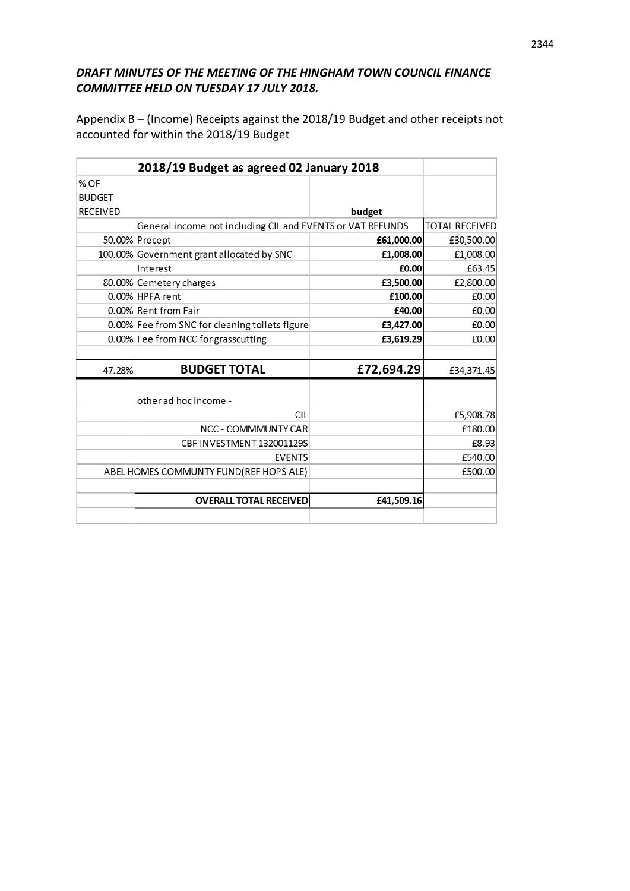***DRAFT MINUTES OF THE MEETING OF THE HINGHAM TOWN COUNCIL FINANCE COMMITTEE HELD ON TUESDAY 17 JULY 2018.***

Appendix B – (Income) Receipts against the 2018/19 Budget and other receipts not accounted for within the 2018/19 Budget

| | **2018/19 Budget as agreed 02 January 2018** | | |
|---|---|---|---|
| % OF BUDGET RECEIVED | | **budget** | |
| | General income not including CIL and EVENTS or VAT REFUNDS | | TOTAL RECEIVED |
| 50.00% | Precept | **£61,000.00** | £30,500.00 |
| 100.00% | Government grant allocated by SNC | **£1,008.00** | £1,008.00 |
| | Interest | **£0.00** | £63.45 |
| 80.00% | Cemetery charges | **£3,500.00** | £2,800.00 |
| 0.00% | HPFA rent | **£100.00** | £0.00 |
| 0.00% | Rent from Fair | **£40.00** | £0.00 |
| 0.00% | Fee from SNC for cleaning toilets figure | **£3,427.00** | £0.00 |
| 0.00% | Fee from NCC for grasscutting | **£3,619.29** | £0.00 |
| | | | |
| 47.28% | **BUDGET TOTAL** | **£72,694.29** | £34,371.45 |
| | | | |
| | other ad hoc income - | | |
| | CIL | | £5,908.78 |
| | NCC - COMMMUNTY CAR | | £180.00 |
| | CBF INVESTMENT 132001129S | | £8.93 |
| | EVENTS | | £540.00 |
| ABEL HOMES COMMUNTY FUND(REF HOPS ALE) | | | £500.00 |
| | | | |
| | **OVERALL TOTAL RECEIVED** | **£41,509.16** | |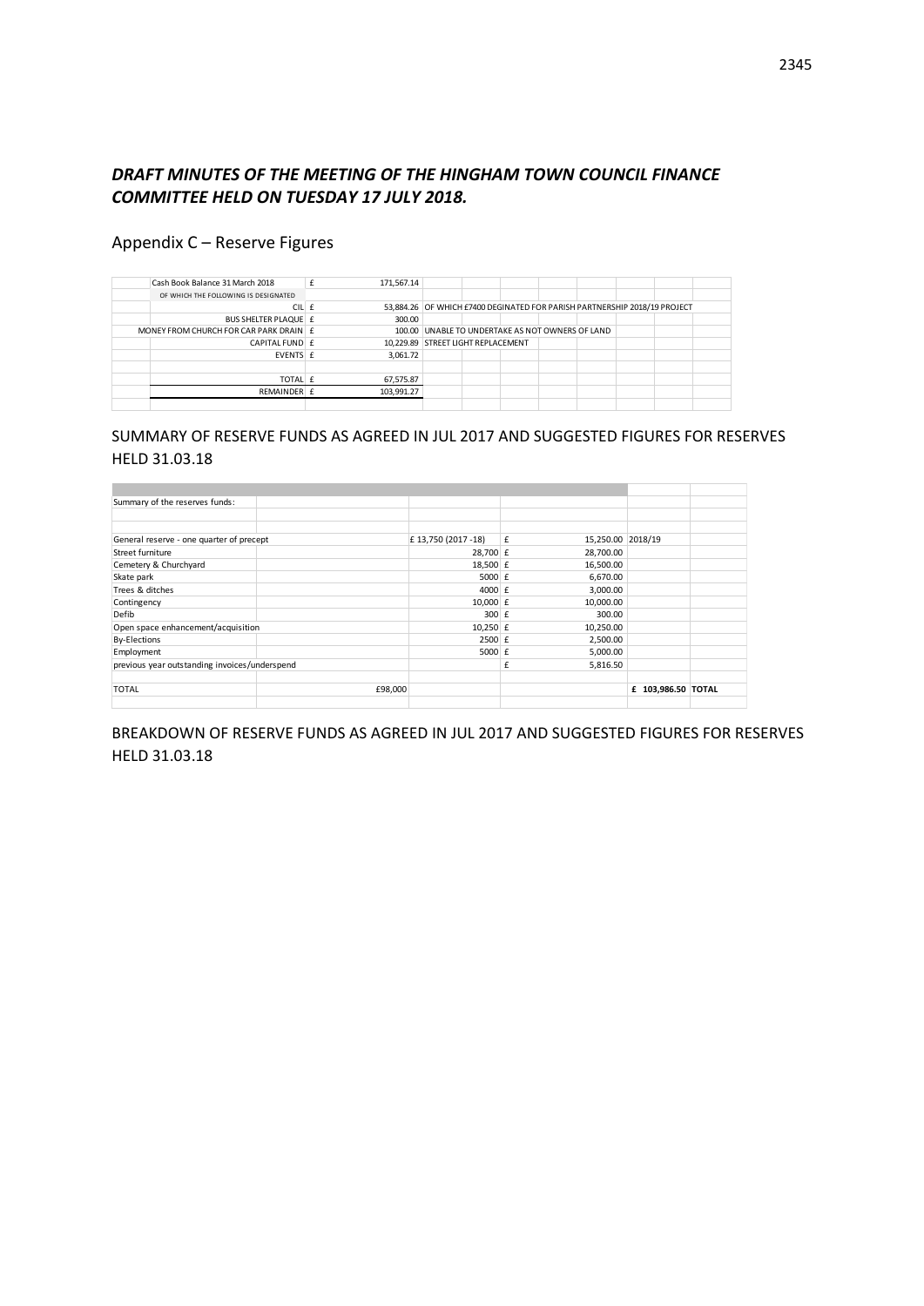## *DRAFT MINUTES OF THE MEETING OF THE HINGHAM TOWN COUNCIL FINANCE COMMITTEE HELD ON TUESDAY 17 JULY 2018.*

Appendix C – Reserve Figures

| | | | |
|---|---|---|---|
| Cash Book Balance 31 March 2018 | £ | 171,567.14 | |
| OF WHICH THE FOLLOWING IS DESIGNATED | | | |
| CIL | £ | 53,884.26 | OF WHICH £7400 DEGINATED FOR PARISH PARTNERSHIP 2018/19 PROJECT |
| BUS SHELTER PLAQUE | £ | 300.00 | |
| MONEY FROM CHURCH FOR CAR PARK DRAIN | £ | 100.00 | UNABLE TO UNDERTAKE AS NOT OWNERS OF LAND |
| CAPITAL FUND | £ | 10,229.89 | STREET LIGHT REPLACEMENT |
| EVENTS | £ | 3,061.72 | |
| | | | |
| TOTAL | £ | 67,575.87 | |
| REMAINDER | £ | 103,991.27 | |

SUMMARY OF RESERVE FUNDS AS AGREED IN JUL 2017 AND SUGGESTED FIGURES FOR RESERVES HELD 31.03.18

| | | | | | | |
|---|---|---|---|---|---|---|
| Summary of the reserves funds: | | | | | | |
| | | | | | | |
| General reserve - one quarter of precept | | £ 13,750 (2017 -18) | £ | 15,250.00 | 2018/19 | |
| Street furniture | | 28,700 | £ | 28,700.00 | | |
| Cemetery & Churchyard | | 18,500 | £ | 16,500.00 | | |
| Skate park | | 5000 | £ | 6,670.00 | | |
| Trees & ditches | | 4000 | £ | 3,000.00 | | |
| Contingency | | 10,000 | £ | 10,000.00 | | |
| Defib | | 300 | £ | 300.00 | | |
| Open space enhancement/acquisition | | 10,250 | £ | 10,250.00 | | |
| By-Elections | | 2500 | £ | 2,500.00 | | |
| Employment | | 5000 | £ | 5,000.00 | | |
| previous year outstanding invoices/underspend | | | £ | 5,816.50 | | |
| | | | | | | |
| TOTAL | £98,000 | | | | £ 103,986.50 | TOTAL |

BREAKDOWN OF RESERVE FUNDS AS AGREED IN JUL 2017 AND SUGGESTED FIGURES FOR RESERVES HELD 31.03.18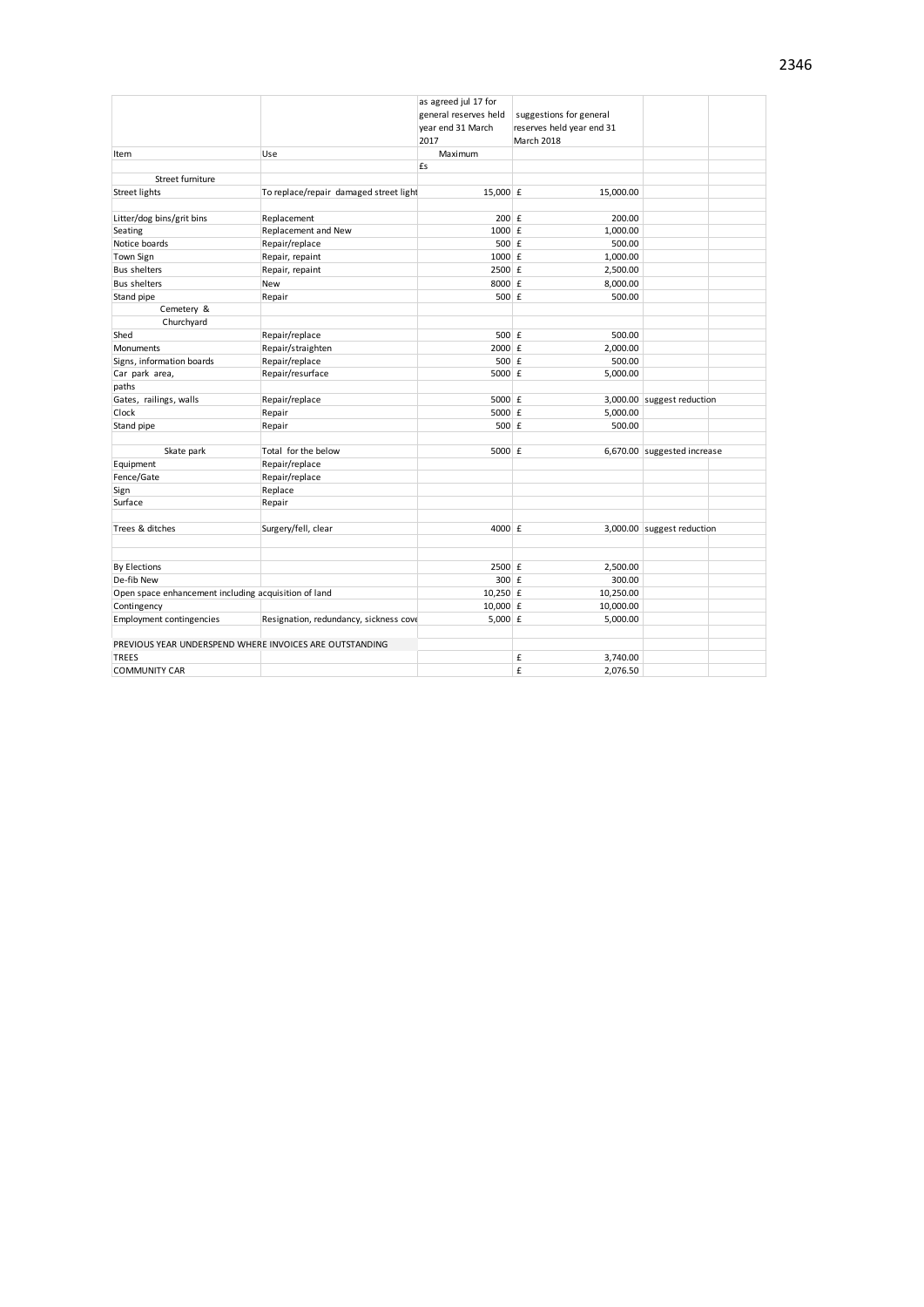| Item | Use | as agreed jul 17 for general reserves held year end 31 March 2017 | suggestions for general reserves held year end 31 March 2018 | | |
|---|---|---|---|---|---|
| | | Maximum | | | |
| | | £s | | | |
| Street furniture | | | | | |
| Street lights | To replace/repair damaged street light | 15,000 | £ 15,000.00 | | |
| | | | | | |
| Litter/dog bins/grit bins | Replacement | 200 | £ 200.00 | | |
| Seating | Replacement and New | 1000 | £ 1,000.00 | | |
| Notice boards | Repair/replace | 500 | £ 500.00 | | |
| Town Sign | Repair, repaint | 1000 | £ 1,000.00 | | |
| Bus shelters | Repair, repaint | 2500 | £ 2,500.00 | | |
| Bus shelters | New | 8000 | £ 8,000.00 | | |
| Stand pipe | Repair | 500 | £ 500.00 | | |
| Cemetery & Churchyard | | | | | |
| Shed | Repair/replace | 500 | £ 500.00 | | |
| Monuments | Repair/straighten | 2000 | £ 2,000.00 | | |
| Signs, information boards | Repair/replace | 500 | £ 500.00 | | |
| Car park area, | Repair/resurface | 5000 | £ 5,000.00 | | |
| paths | | | | | |
| Gates, railings, walls | Repair/replace | 5000 | £ 3,000.00 | suggest reduction | |
| Clock | Repair | 5000 | £ 5,000.00 | | |
| Stand pipe | Repair | 500 | £ 500.00 | | |
| | | | | | |
| Skate park | Total for the below | 5000 | £ 6,670.00 | suggested increase | |
| Equipment | Repair/replace | | | | |
| Fence/Gate | Repair/replace | | | | |
| Sign | Replace | | | | |
| Surface | Repair | | | | |
| | | | | | |
| Trees & ditches | Surgery/fell, clear | 4000 | £ 3,000.00 | suggest reduction | |
| | | | | | |
| | | | | | |
| By Elections | | 2500 | £ 2,500.00 | | |
| De-fib New | | 300 | £ 300.00 | | |
| Open space enhancement including acquisition of land | | 10,250 | £ 10,250.00 | | |
| Contingency | | 10,000 | £ 10,000.00 | | |
| Employment contingencies | Resignation, redundancy, sickness cove | 5,000 | £ 5,000.00 | | |
| | | | | | |
| PREVIOUS YEAR UNDERSPEND WHERE INVOICES ARE OUTSTANDING | | | | | |
| TREES | | | £ 3,740.00 | | |
| COMMUNITY CAR | | | £ 2,076.50 | | |